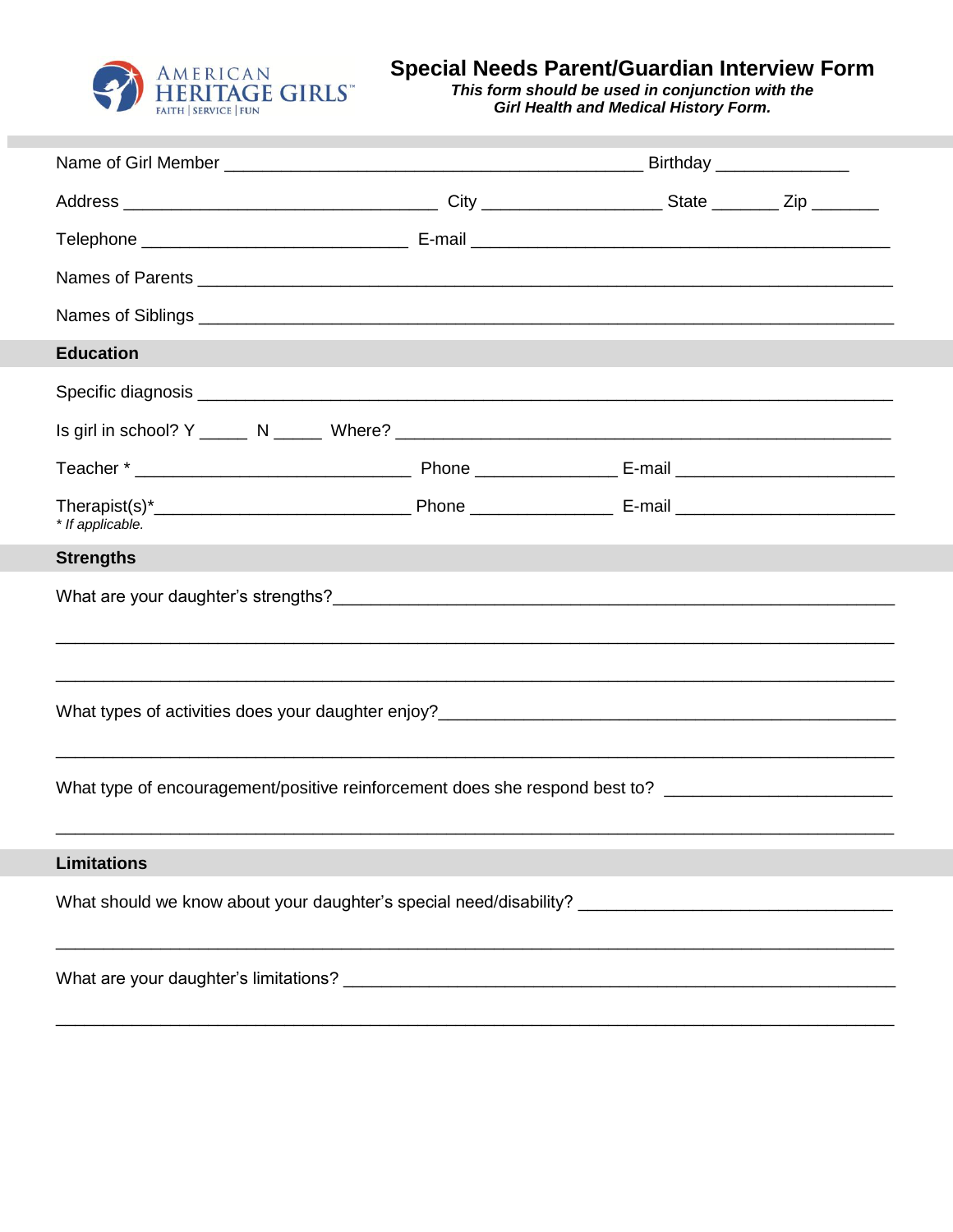AMERICAN HERITAGE GIRLS™
FAITH | SERVICE | FUN

# Special Needs Parent/Guardian Interview Form

***This form should be used in conjunction with the Girl Health and Medical History Form.***

Name of Girl Member ____________________________________________ Birthday ______________

Address _________________________________ City ___________________ State _______ Zip _______

Telephone ____________________________ E-mail ____________________________________________

Names of Parents __________________________________________________________________________

Names of Siblings __________________________________________________________________________

## Education

Specific diagnosis __________________________________________________________________________

Is girl in school? Y _____ N _____ Where? ____________________________________________________

Teacher * _____________________________ Phone _______________ E-mail ______________________

Therapist(s)*___________________________ Phone _______________ E-mail ______________________

*\* If applicable.*

## Strengths

What are your daughter's strengths?_____________________________________________________________

_____________________________________________________________________________________________

_____________________________________________________________________________________________

What types of activities does your daughter enjoy?_________________________________________________

_____________________________________________________________________________________________

What type of encouragement/positive reinforcement does she respond best to? _______________________

_____________________________________________________________________________________________

## Limitations

What should we know about your daughter's special need/disability? ______________________________

_____________________________________________________________________________________________

What are your daughter's limitations? ___________________________________________________________

_____________________________________________________________________________________________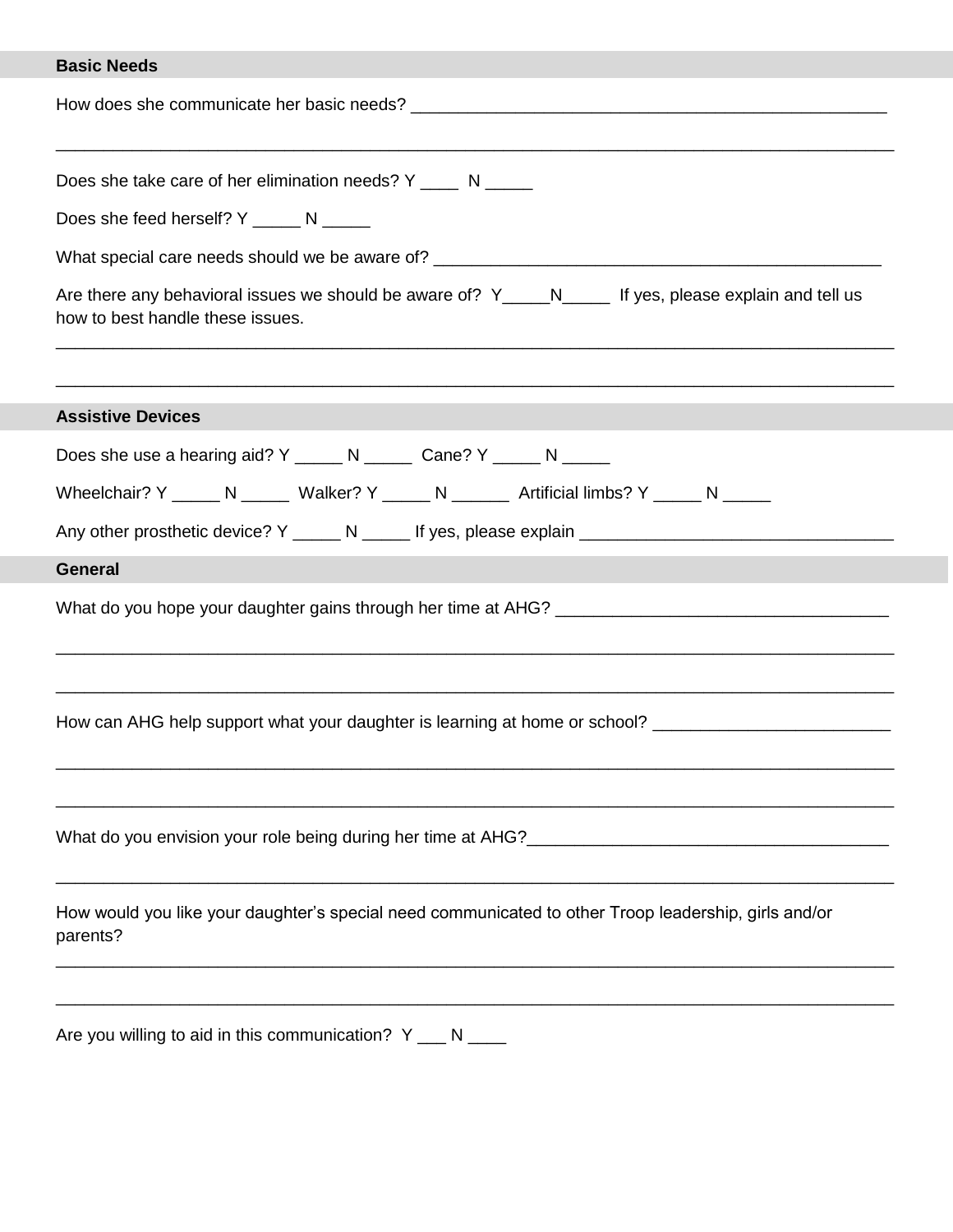## Basic Needs

How does she communicate her basic needs? ___________________________________________________

______________________________________________________________________________________

Does she take care of her elimination needs? Y ____  N _____

Does she feed herself? Y _____ N _____

What special care needs should we be aware of? ______________________________________________

Are there any behavioral issues we should be aware of?  Y_____N_____  If yes, please explain and tell us how to best handle these issues.

______________________________________________________________________________________

______________________________________________________________________________________

## Assistive Devices

Does she use a hearing aid? Y _____ N _____  Cane? Y _____ N _____

Wheelchair? Y _____ N _____  Walker? Y _____ N ______  Artificial limbs? Y _____ N _____

Any other prosthetic device? Y _____ N _____ If yes, please explain _________________________________

## General

What do you hope your daughter gains through her time at AHG? ___________________________________

______________________________________________________________________________________

______________________________________________________________________________________

How can AHG help support what your daughter is learning at home or school? _________________________

______________________________________________________________________________________

______________________________________________________________________________________

What do you envision your role being during her time at AHG?_______________________________________

______________________________________________________________________________________

How would you like your daughter's special need communicated to other Troop leadership, girls and/or parents?

______________________________________________________________________________________

______________________________________________________________________________________

Are you willing to aid in this communication?  Y ___ N ____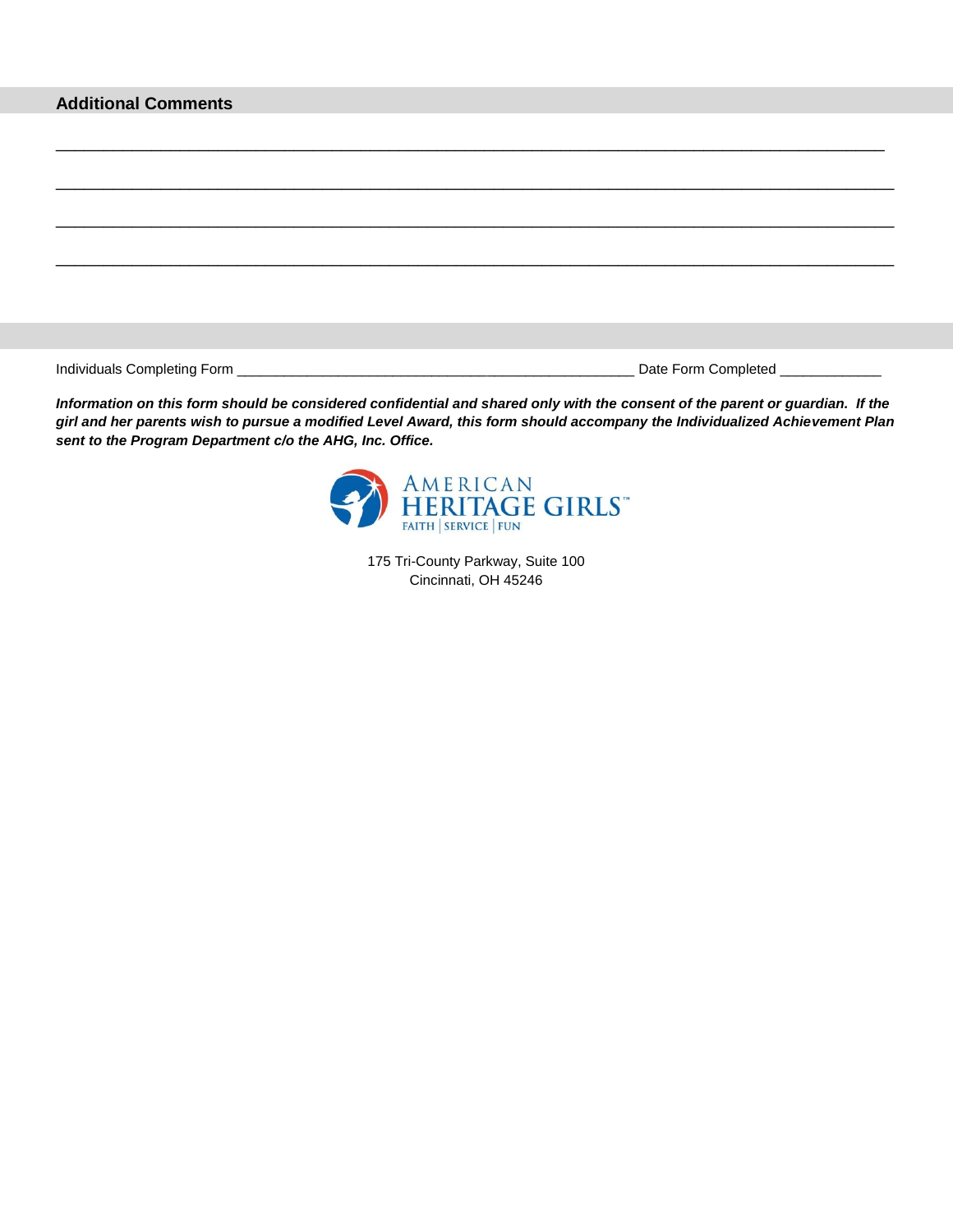## Additional Comments

\_\_\_\_\_\_\_\_\_\_\_\_\_\_\_\_\_\_\_\_\_\_\_\_\_\_\_\_\_\_\_\_\_\_\_\_\_\_\_\_\_\_\_\_\_\_\_\_\_\_\_\_\_\_\_\_\_\_\_\_\_\_\_\_\_\_\_\_\_\_\_\_\_\_\_\_\_\_\_\_\_\_

\_\_\_\_\_\_\_\_\_\_\_\_\_\_\_\_\_\_\_\_\_\_\_\_\_\_\_\_\_\_\_\_\_\_\_\_\_\_\_\_\_\_\_\_\_\_\_\_\_\_\_\_\_\_\_\_\_\_\_\_\_\_\_\_\_\_\_\_\_\_\_\_\_\_\_\_\_\_\_\_\_\_

\_\_\_\_\_\_\_\_\_\_\_\_\_\_\_\_\_\_\_\_\_\_\_\_\_\_\_\_\_\_\_\_\_\_\_\_\_\_\_\_\_\_\_\_\_\_\_\_\_\_\_\_\_\_\_\_\_\_\_\_\_\_\_\_\_\_\_\_\_\_\_\_\_\_\_\_\_\_\_\_\_\_

\_\_\_\_\_\_\_\_\_\_\_\_\_\_\_\_\_\_\_\_\_\_\_\_\_\_\_\_\_\_\_\_\_\_\_\_\_\_\_\_\_\_\_\_\_\_\_\_\_\_\_\_\_\_\_\_\_\_\_\_\_\_\_\_\_\_\_\_\_\_\_\_\_\_\_\_\_\_\_\_\_\_

Individuals Completing Form \_\_\_\_\_\_\_\_\_\_\_\_\_\_\_\_\_\_\_\_\_\_\_\_\_\_\_\_\_\_\_\_\_\_\_\_\_\_\_\_\_\_\_\_ Date Form Completed \_\_\_\_\_\_\_\_\_\_\_\_

***Information on this form should be considered confidential and shared only with the consent of the parent or guardian. If the girl and her parents wish to pursue a modified Level Award, this form should accompany the Individualized Achievement Plan sent to the Program Department c/o the AHG, Inc. Office.***

AMERICAN HERITAGE GIRLS™
FAITH | SERVICE | FUN

175 Tri-County Parkway, Suite 100
Cincinnati, OH 45246